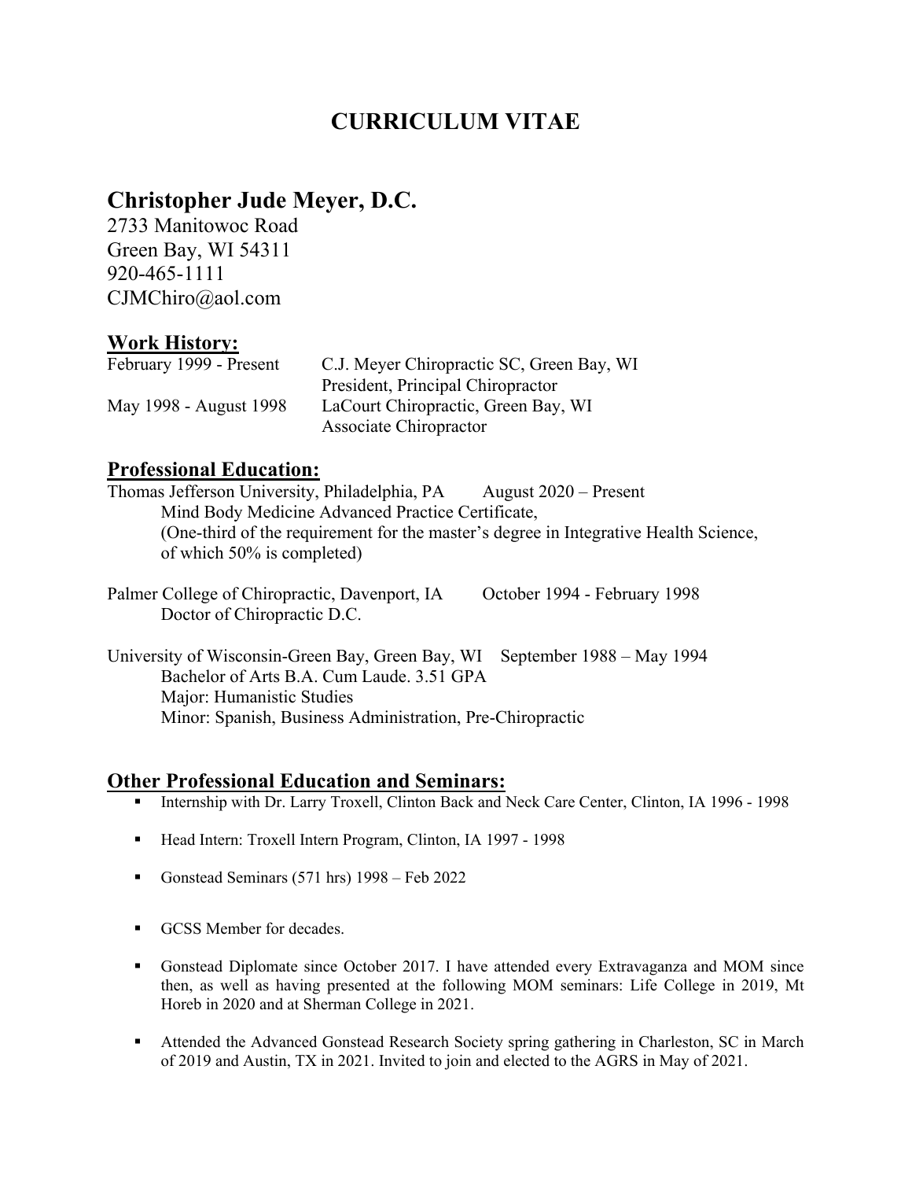# CURRICULUM VITAE

## Christopher Jude Meyer, D.C.

2733 Manitowoc Road
Green Bay, WI 54311
920-465-1111
CJMChiro@aol.com

### Work History:

February 1999 - Present — C.J. Meyer Chiropractic SC, Green Bay, WI
President, Principal Chiropractor

May 1998 - August 1998 — LaCourt Chiropractic, Green Bay, WI
Associate Chiropractor

### Professional Education:

Thomas Jefferson University, Philadelphia, PA — August 2020 – Present
Mind Body Medicine Advanced Practice Certificate,
(One-third of the requirement for the master's degree in Integrative Health Science, of which 50% is completed)

Palmer College of Chiropractic, Davenport, IA — October 1994 - February 1998
Doctor of Chiropractic D.C.

University of Wisconsin-Green Bay, Green Bay, WI — September 1988 – May 1994
Bachelor of Arts B.A. Cum Laude. 3.51 GPA
Major: Humanistic Studies
Minor: Spanish, Business Administration, Pre-Chiropractic

### Other Professional Education and Seminars:

- Internship with Dr. Larry Troxell, Clinton Back and Neck Care Center, Clinton, IA 1996 - 1998
- Head Intern: Troxell Intern Program, Clinton, IA 1997 - 1998
- Gonstead Seminars (571 hrs) 1998 – Feb 2022
- GCSS Member for decades.
- Gonstead Diplomate since October 2017. I have attended every Extravaganza and MOM since then, as well as having presented at the following MOM seminars: Life College in 2019, Mt Horeb in 2020 and at Sherman College in 2021.
- Attended the Advanced Gonstead Research Society spring gathering in Charleston, SC in March of 2019 and Austin, TX in 2021. Invited to join and elected to the AGRS in May of 2021.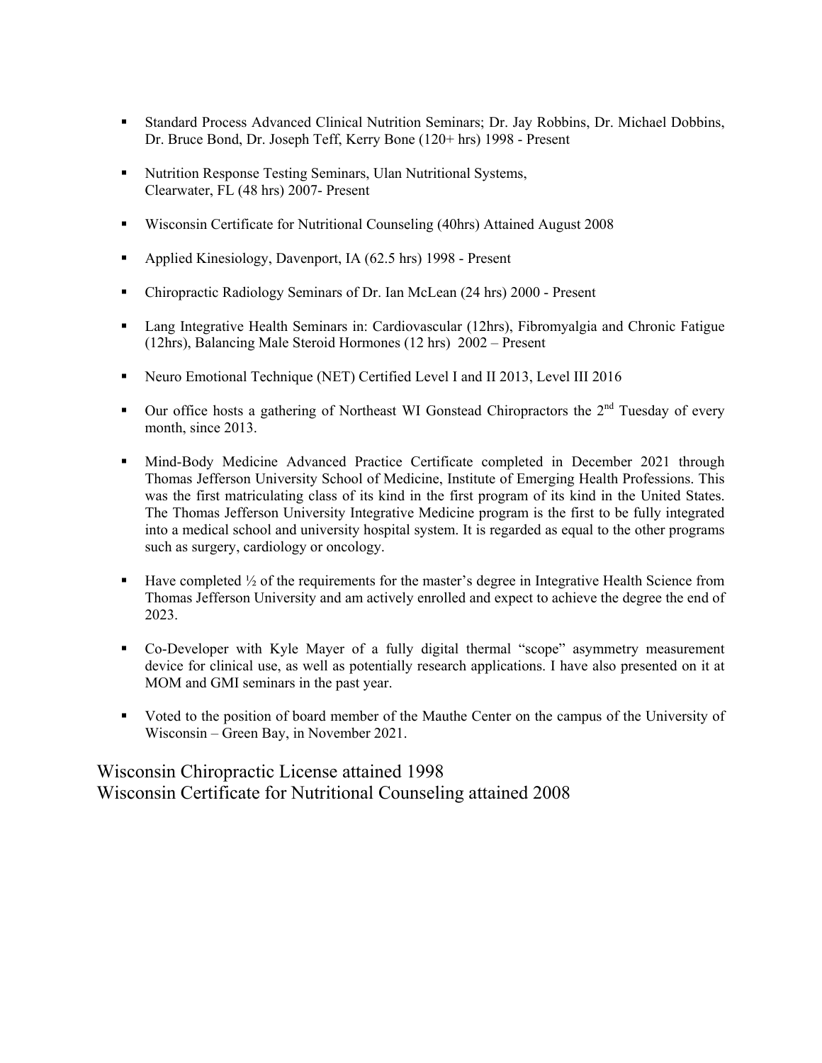- Standard Process Advanced Clinical Nutrition Seminars; Dr. Jay Robbins, Dr. Michael Dobbins, Dr. Bruce Bond, Dr. Joseph Teff, Kerry Bone (120+ hrs) 1998 - Present

- Nutrition Response Testing Seminars, Ulan Nutritional Systems, Clearwater, FL (48 hrs) 2007- Present

- Wisconsin Certificate for Nutritional Counseling (40hrs) Attained August 2008

- Applied Kinesiology, Davenport, IA (62.5 hrs) 1998 - Present

- Chiropractic Radiology Seminars of Dr. Ian McLean (24 hrs) 2000 - Present

- Lang Integrative Health Seminars in: Cardiovascular (12hrs), Fibromyalgia and Chronic Fatigue (12hrs), Balancing Male Steroid Hormones (12 hrs) 2002 – Present

- Neuro Emotional Technique (NET) Certified Level I and II 2013, Level III 2016

- Our office hosts a gathering of Northeast WI Gonstead Chiropractors the 2nd Tuesday of every month, since 2013.

- Mind-Body Medicine Advanced Practice Certificate completed in December 2021 through Thomas Jefferson University School of Medicine, Institute of Emerging Health Professions. This was the first matriculating class of its kind in the first program of its kind in the United States. The Thomas Jefferson University Integrative Medicine program is the first to be fully integrated into a medical school and university hospital system. It is regarded as equal to the other programs such as surgery, cardiology or oncology.

- Have completed ½ of the requirements for the master's degree in Integrative Health Science from Thomas Jefferson University and am actively enrolled and expect to achieve the degree the end of 2023.

- Co-Developer with Kyle Mayer of a fully digital thermal "scope" asymmetry measurement device for clinical use, as well as potentially research applications. I have also presented on it at MOM and GMI seminars in the past year.

- Voted to the position of board member of the Mauthe Center on the campus of the University of Wisconsin – Green Bay, in November 2021.

Wisconsin Chiropractic License attained 1998
Wisconsin Certificate for Nutritional Counseling attained 2008